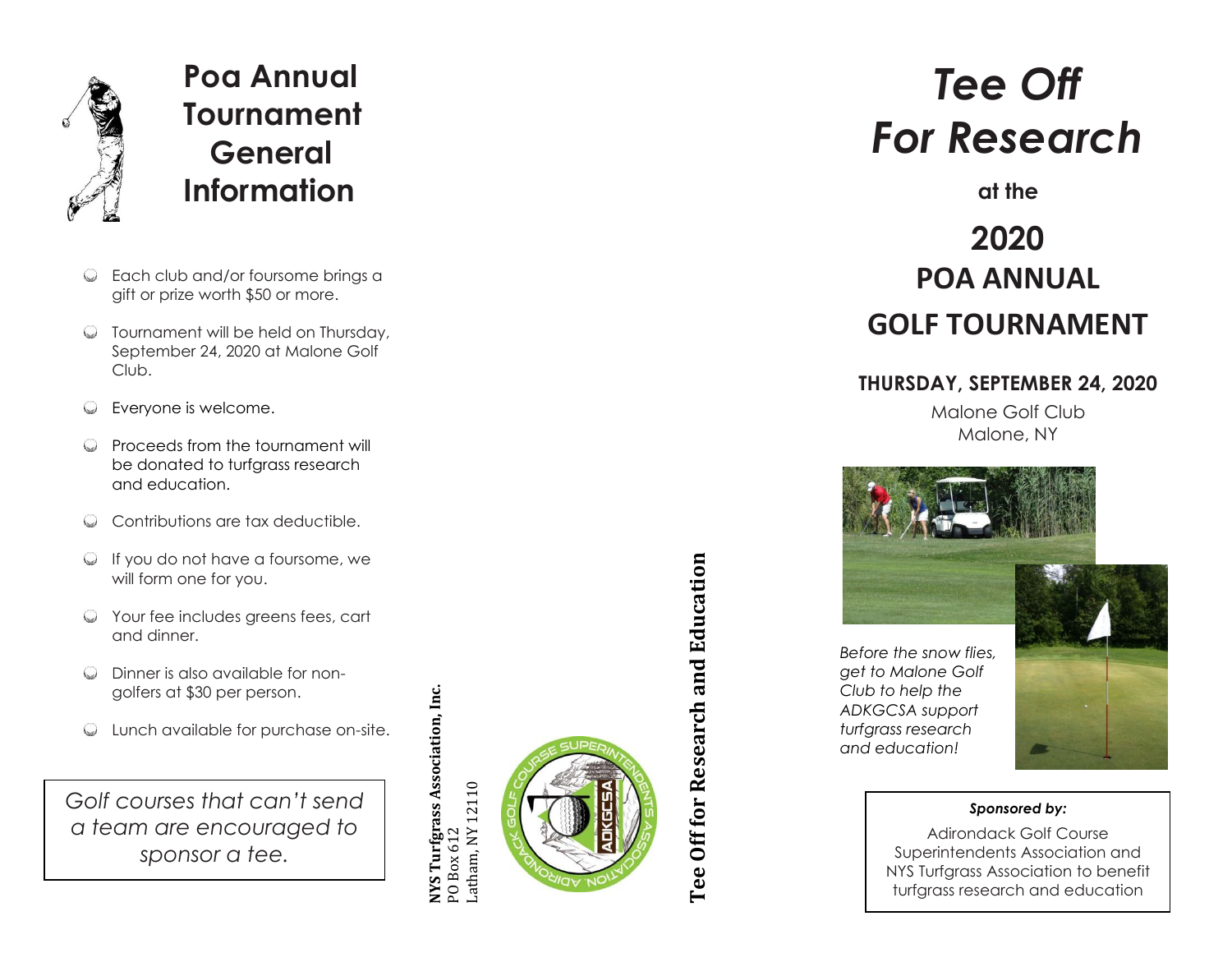# Poa Annual Tournament General Information

- Each club and/or foursome brings a gift or prize worth $50 or more.
- Tournament will be held on Thursday, September 24, 2020 at Malone Golf Club.
- Everyone is welcome.
- Proceeds from the tournament will be donated to turfgrass research and education.
- Contributions are tax deductible.
- If you do not have a foursome, we will form one for you.
- Your fee includes greens fees, cart and dinner.
- Dinner is also available for non-golfers at $30 per person.
- Lunch available for purchase on-site.

*Golf courses that can't send a team are encouraged to sponsor a tee.*

**NYS Turfgrass Association, Inc.**
PO Box 612
Latham, NY 12110

**Tee Off for Research and Education**

# *Tee Off For Research*

**at the**

## 2020 POA ANNUAL GOLF TOURNAMENT

**THURSDAY, SEPTEMBER 24, 2020**

Malone Golf Club
Malone, NY

*Before the snow flies, get to Malone Golf Club to help the ADKGCSA support turfgrass research and education!*

***Sponsored by:***

Adirondack Golf Course Superintendents Association and NYS Turfgrass Association to benefit turfgrass research and education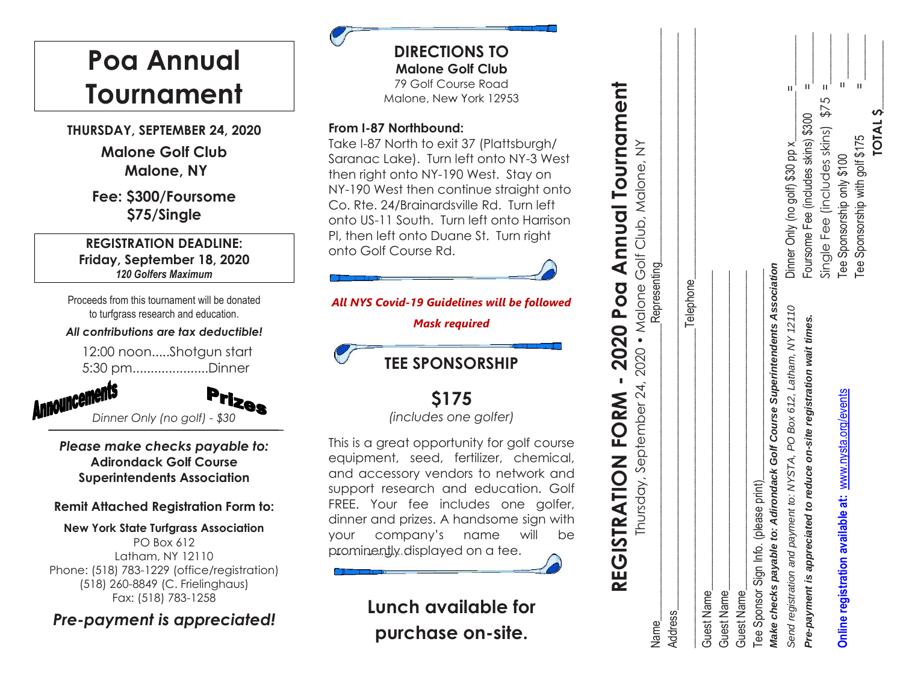# Poa Annual Tournament

**THURSDAY, SEPTEMBER 24, 2020**

**Malone Golf Club**
**Malone, NY**

**Fee: $300/Foursome**
**$75/Single**

**REGISTRATION DEADLINE:**
**Friday, September 18, 2020**
***120 Golfers Maximum***

Proceeds from this tournament will be donated to turfgrass research and education.

***All contributions are tax deductible!***

12:00 noon.....Shotgun start
5:30 pm.....................Dinner

Announcements

Prizes

*Dinner Only (no golf) - $30*

***Please make checks payable to:***
**Adirondack Golf Course Superintendents Association**

**Remit Attached Registration Form to:**

**New York State Turfgrass Association**
PO Box 612
Latham, NY 12110
Phone: (518) 783-1229 (office/registration)
(518) 260-8849 (C. Frielinghaus)
Fax: (518) 783-1258

***Pre-payment is appreciated!***

## DIRECTIONS TO

**Malone Golf Club**
79 Golf Course Road
Malone, New York 12953

**From I-87 Northbound:**
Take I-87 North to exit 37 (Plattsburgh/ Saranac Lake). Turn left onto NY-3 West then right onto NY-190 West. Stay on NY-190 West then continue straight onto Co. Rte. 24/Brainardsville Rd. Turn left onto US-11 South. Turn left onto Harrison Pl, then left onto Duane St. Turn right onto Golf Course Rd.

***All NYS Covid-19 Guidelines will be followed***

***Mask required***

## TEE SPONSORSHIP

**$175**
*(includes one golfer)*

This is a great opportunity for golf course equipment, seed, fertilizer, chemical, and accessory vendors to network and support research and education. Golf FREE. Your fee includes one golfer, dinner and prizes. A handsome sign with your company's name will be prominently displayed on a tee.

**Lunch available for purchase on-site.**

# REGISTRATION FORM - 2020 Poa Annual Tournament

Thursday, September 24, 2020 • Malone Golf Club, Malone, NY

Name________________________________ Representing________________________________

Address________________________________________________________________

________________________________ Telephone________________________________

Guest Name________________________________

Guest Name________________________________

Guest Name________________________________

Tee Sponsor Sign Info. (please print)________________________________

***Make checks payable to: Adirondack Golf Course Superintendents Association***

*Send registration and payment to: NYSTA, PO Box 612, Latham, NY 12110*

***Pre-payment is appreciated to reduce on-site registration wait times.***

**Online registration available at:** www.nysta.org/events

Dinner Only (no golf) $30 pp x______ = ______

Foursome Fee (includes skins) $300 = ______

Single Fee (includes skins) $75 = ______

Tee Sponsorship only $100 = ______

Tee Sponsorship with golf $175 = ______

**TOTAL $**______